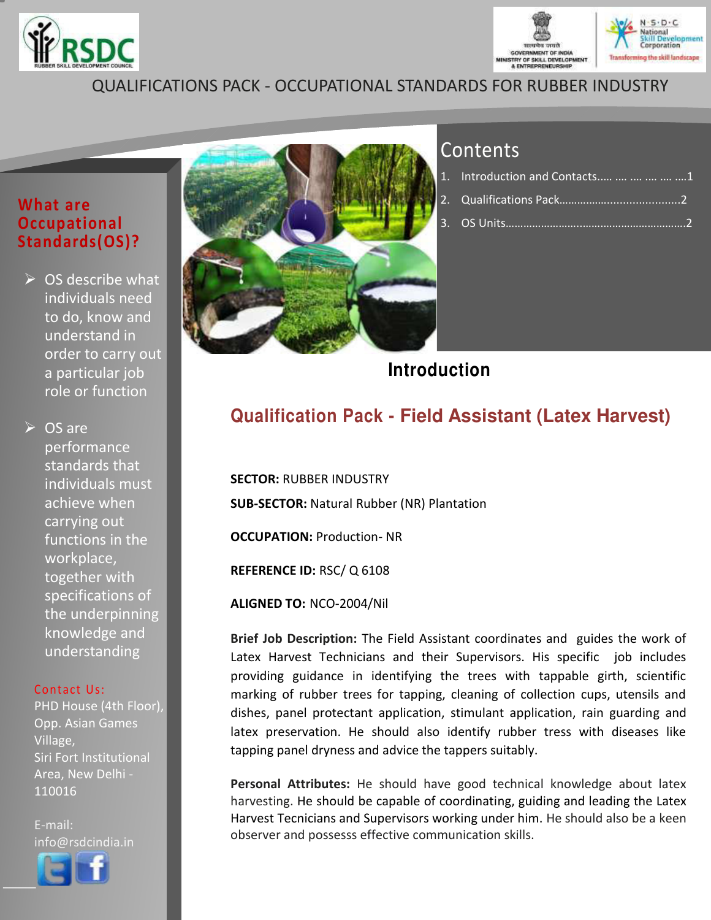QUALIFICATIONS PACK - OCCUPATIONAL STANDARDS FOR RUBBER INDUSTRY

## What are Occupational Standards(OS)?

- OS describe what individuals need to do, know and understand in order to carry out a particular job role or function
- OS are performance standards that individuals must achieve when carrying out functions in the workplace, together with specifications of the underpinning knowledge and understanding

Contact Us:
PHD House (4th Floor), Opp. Asian Games Village,
Siri Fort Institutional Area, New Delhi - 110016

E-mail: info@rsdcindia.in

## Contents

1. Introduction and Contacts..... .... .... .... .... ....1
2. Qualifications Pack.......................................2
3. OS Units............................................................2

# Introduction

## Qualification Pack - Field Assistant (Latex Harvest)

**SECTOR:** RUBBER INDUSTRY

**SUB-SECTOR:** Natural Rubber (NR) Plantation

**OCCUPATION:** Production- NR

**REFERENCE ID:** RSC/ Q 6108

**ALIGNED TO:** NCO-2004/Nil

**Brief Job Description:** The Field Assistant coordinates and guides the work of Latex Harvest Technicians and their Supervisors. His specific job includes providing guidance in identifying the trees with tappable girth, scientific marking of rubber trees for tapping, cleaning of collection cups, utensils and dishes, panel protectant application, stimulant application, rain guarding and latex preservation. He should also identify rubber tress with diseases like tapping panel dryness and advice the tappers suitably.

**Personal Attributes:** He should have good technical knowledge about latex harvesting. He should be capable of coordinating, guiding and leading the Latex Harvest Tecnicians and Supervisors working under him. He should also be a keen observer and possesss effective communication skills.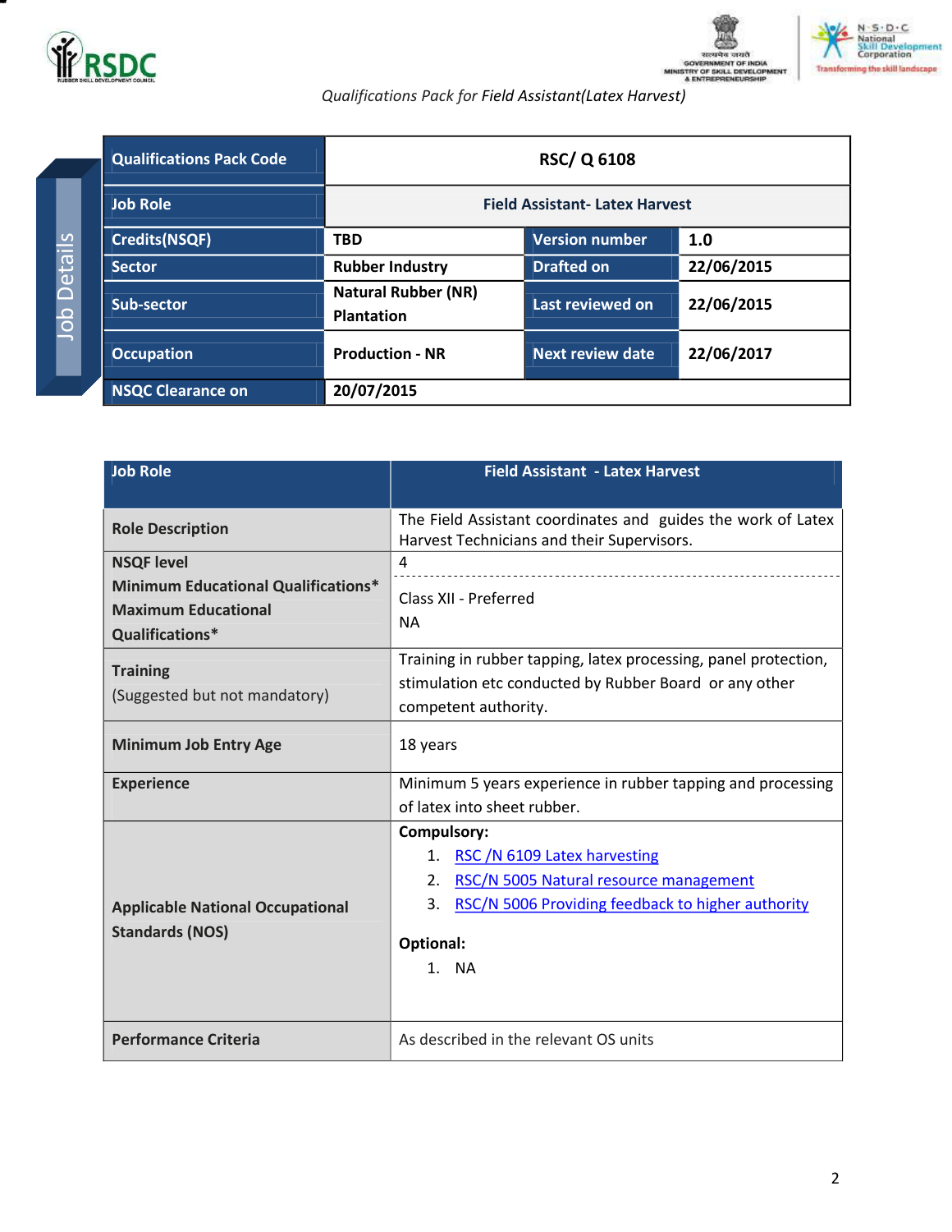Qualifications Pack for Field Assistant(Latex Harvest)

Job Details

| Qualifications Pack Code | RSC/ Q 6108 | | |
|---|---|---|---|
| Job Role | Field Assistant- Latex Harvest | | |
| Credits(NSQF) | TBD | Version number | 1.0 |
| Sector | Rubber Industry | Drafted on | 22/06/2015 |
| Sub-sector | Natural Rubber (NR) Plantation | Last reviewed on | 22/06/2015 |
| Occupation | Production - NR | Next review date | 22/06/2017 |
| NSQC Clearance on | 20/07/2015 | | |

| Job Role | Field Assistant - Latex Harvest |
|---|---|
| Role Description | The Field Assistant coordinates and guides the work of Latex Harvest Technicians and their Supervisors. |
| NSQF level | 4 |
| Minimum Educational Qualifications* | Class XII - Preferred |
| Maximum Educational Qualifications* | NA |
| Training (Suggested but not mandatory) | Training in rubber tapping, latex processing, panel protection, stimulation etc conducted by Rubber Board or any other competent authority. |
| Minimum Job Entry Age | 18 years |
| Experience | Minimum 5 years experience in rubber tapping and processing of latex into sheet rubber. |
| Applicable National Occupational Standards (NOS) | **Compulsory:** 1. RSC /N 6109 Latex harvesting 2. RSC/N 5005 Natural resource management 3. RSC/N 5006 Providing feedback to higher authority **Optional:** 1. NA |
| Performance Criteria | As described in the relevant OS units |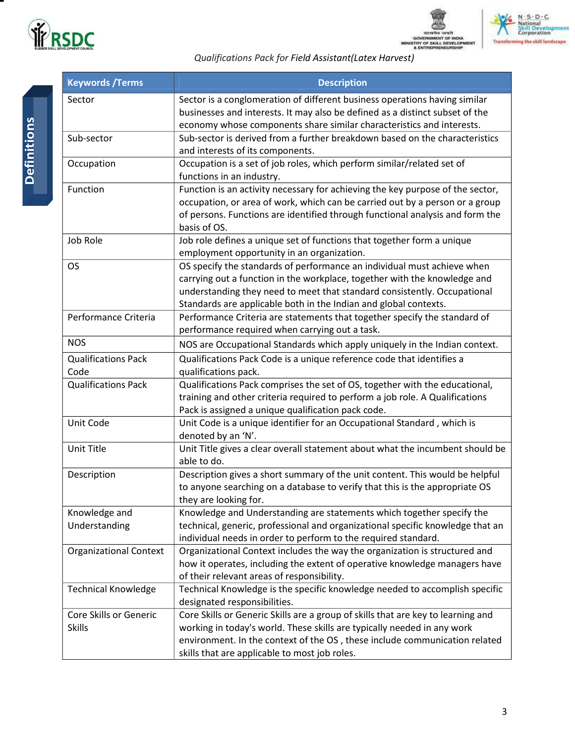## Definitions

| Keywords /Terms | Description |
|---|---|
| Sector | Sector is a conglomeration of different business operations having similar businesses and interests. It may also be defined as a distinct subset of the economy whose components share similar characteristics and interests. |
| Sub-sector | Sub-sector is derived from a further breakdown based on the characteristics and interests of its components. |
| Occupation | Occupation is a set of job roles, which perform similar/related set of functions in an industry. |
| Function | Function is an activity necessary for achieving the key purpose of the sector, occupation, or area of work, which can be carried out by a person or a group of persons. Functions are identified through functional analysis and form the basis of OS. |
| Job Role | Job role defines a unique set of functions that together form a unique employment opportunity in an organization. |
| OS | OS specify the standards of performance an individual must achieve when carrying out a function in the workplace, together with the knowledge and understanding they need to meet that standard consistently. Occupational Standards are applicable both in the Indian and global contexts. |
| Performance Criteria | Performance Criteria are statements that together specify the standard of performance required when carrying out a task. |
| NOS | NOS are Occupational Standards which apply uniquely in the Indian context. |
| Qualifications Pack Code | Qualifications Pack Code is a unique reference code that identifies a qualifications pack. |
| Qualifications Pack | Qualifications Pack comprises the set of OS, together with the educational, training and other criteria required to perform a job role. A Qualifications Pack is assigned a unique qualification pack code. |
| Unit Code | Unit Code is a unique identifier for an Occupational Standard , which is denoted by an 'N'. |
| Unit Title | Unit Title gives a clear overall statement about what the incumbent should be able to do. |
| Description | Description gives a short summary of the unit content. This would be helpful to anyone searching on a database to verify that this is the appropriate OS they are looking for. |
| Knowledge and Understanding | Knowledge and Understanding are statements which together specify the technical, generic, professional and organizational specific knowledge that an individual needs in order to perform to the required standard. |
| Organizational Context | Organizational Context includes the way the organization is structured and how it operates, including the extent of operative knowledge managers have of their relevant areas of responsibility. |
| Technical Knowledge | Technical Knowledge is the specific knowledge needed to accomplish specific designated responsibilities. |
| Core Skills or Generic Skills | Core Skills or Generic Skills are a group of skills that are key to learning and working in today's world. These skills are typically needed in any work environment. In the context of the OS , these include communication related skills that are applicable to most job roles. |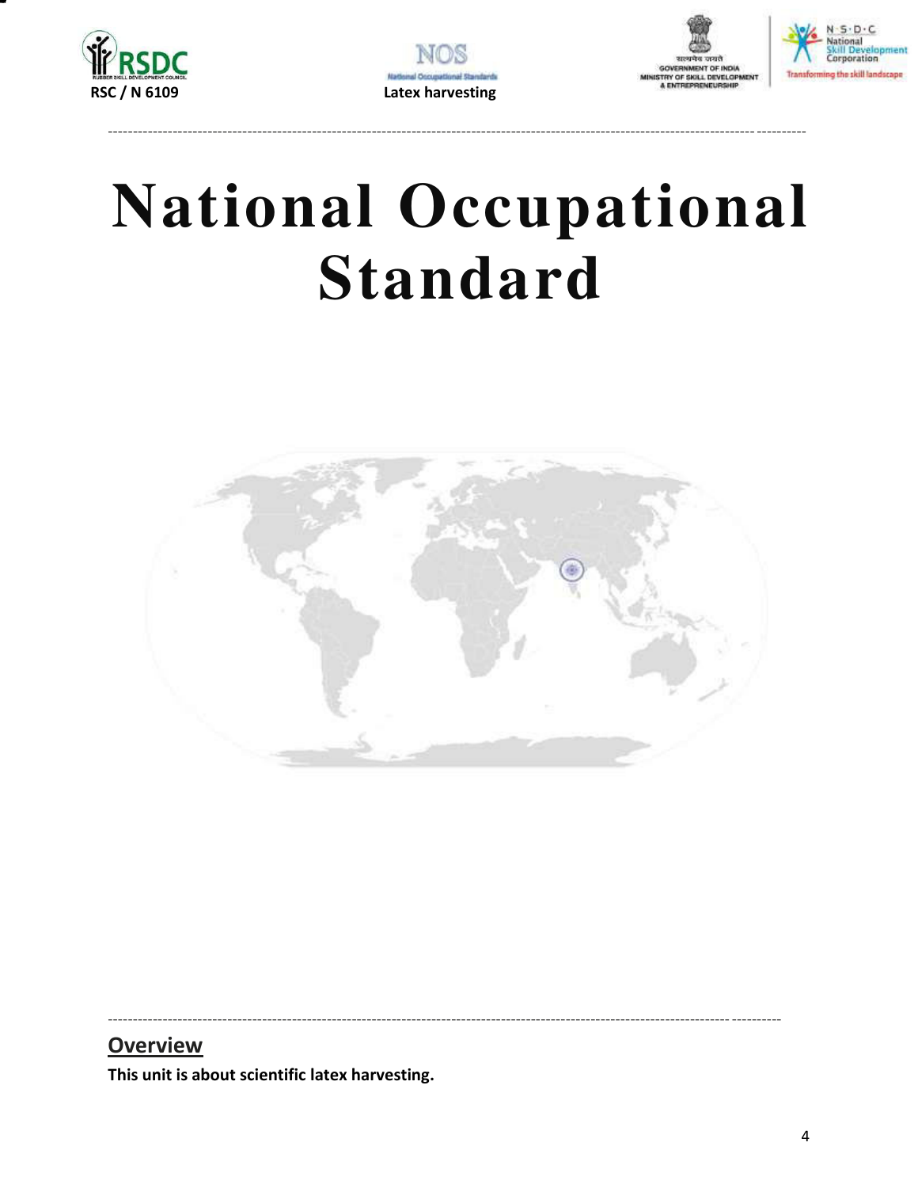# National Occupational Standard

## Overview

**This unit is about scientific latex harvesting.**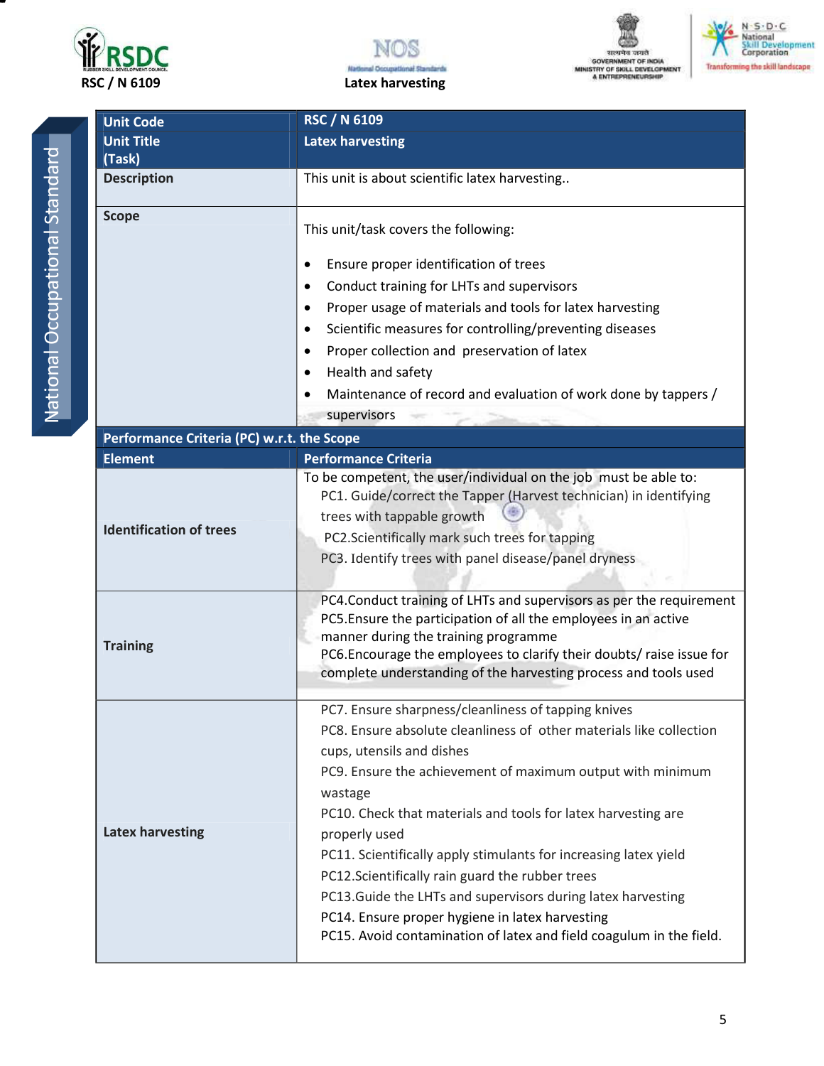| Unit Code | RSC / N 6109 |
| --- | --- |
| Unit Title (Task) | Latex harvesting |
| Description | This unit is about scientific latex harvesting.. |
| Scope | This unit/task covers the following:<br><br>• Ensure proper identification of trees<br>• Conduct training for LHTs and supervisors<br>• Proper usage of materials and tools for latex harvesting<br>• Scientific measures for controlling/preventing diseases<br>• Proper collection and preservation of latex<br>• Health and safety<br>• Maintenance of record and evaluation of work done by tappers / supervisors |
| **Performance Criteria (PC) w.r.t. the Scope** | |
| **Element** | **Performance Criteria** |
| Identification of trees | To be competent, the user/individual on the job must be able to:<br>PC1. Guide/correct the Tapper (Harvest technician) in identifying trees with tappable growth<br>PC2.Scientifically mark such trees for tapping<br>PC3. Identify trees with panel disease/panel dryness |
| Training | PC4.Conduct training of LHTs and supervisors as per the requirement<br>PC5.Ensure the participation of all the employees in an active manner during the training programme<br>PC6.Encourage the employees to clarify their doubts/ raise issue for complete understanding of the harvesting process and tools used |
| Latex harvesting | PC7. Ensure sharpness/cleanliness of tapping knives<br>PC8. Ensure absolute cleanliness of other materials like collection cups, utensils and dishes<br>PC9. Ensure the achievement of maximum output with minimum wastage<br>PC10. Check that materials and tools for latex harvesting are properly used<br>PC11. Scientifically apply stimulants for increasing latex yield<br>PC12.Scientifically rain guard the rubber trees<br>PC13.Guide the LHTs and supervisors during latex harvesting<br>PC14. Ensure proper hygiene in latex harvesting<br>PC15. Avoid contamination of latex and field coagulum in the field. |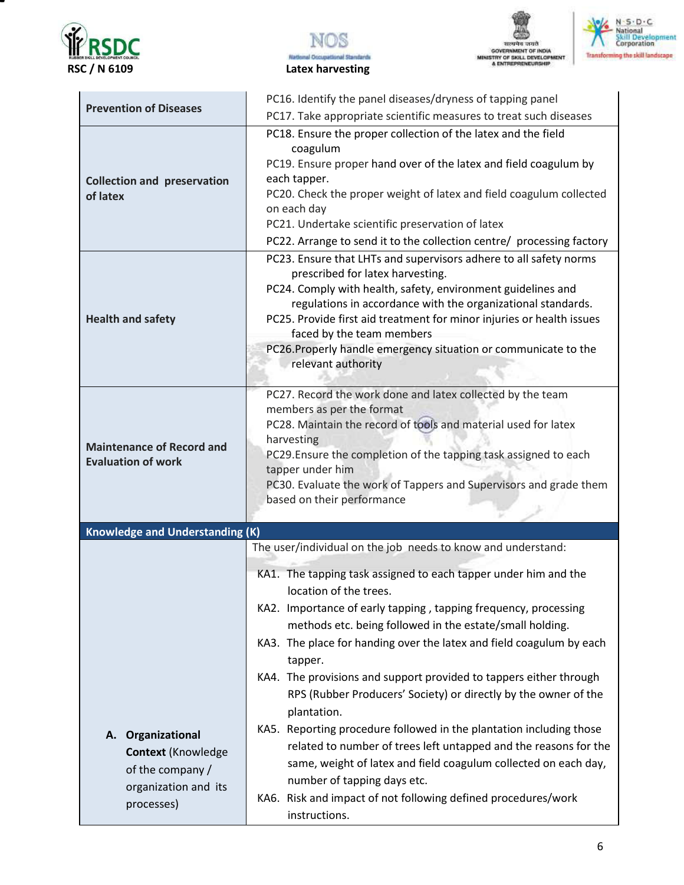| | |
|---|---|
| **Prevention of Diseases** | PC16. Identify the panel diseases/dryness of tapping panel<br>PC17. Take appropriate scientific measures to treat such diseases |
| **Collection and preservation of latex** | PC18. Ensure the proper collection of the latex and the field coagulum<br>PC19. Ensure proper hand over of the latex and field coagulum by each tapper.<br>PC20. Check the proper weight of latex and field coagulum collected on each day<br>PC21. Undertake scientific preservation of latex<br>PC22. Arrange to send it to the collection centre/ processing factory |
| **Health and safety** | PC23. Ensure that LHTs and supervisors adhere to all safety norms prescribed for latex harvesting.<br>PC24. Comply with health, safety, environment guidelines and regulations in accordance with the organizational standards.<br>PC25. Provide first aid treatment for minor injuries or health issues faced by the team members<br>PC26.Properly handle emergency situation or communicate to the relevant authority |
| **Maintenance of Record and Evaluation of work** | PC27. Record the work done and latex collected by the team members as per the format<br>PC28. Maintain the record of tools and material used for latex harvesting<br>PC29.Ensure the completion of the tapping task assigned to each tapper under him<br>PC30. Evaluate the work of Tappers and Supervisors and grade them based on their performance |
| **Knowledge and Understanding (K)** | |
| A. **Organizational Context** (Knowledge of the company / organization and its processes) | The user/individual on the job needs to know and understand:<br>KA1. The tapping task assigned to each tapper under him and the location of the trees.<br>KA2. Importance of early tapping , tapping frequency, processing methods etc. being followed in the estate/small holding.<br>KA3. The place for handing over the latex and field coagulum by each tapper.<br>KA4. The provisions and support provided to tappers either through RPS (Rubber Producers' Society) or directly by the owner of the plantation.<br>KA5. Reporting procedure followed in the plantation including those related to number of trees left untapped and the reasons for the same, weight of latex and field coagulum collected on each day, number of tapping days etc.<br>KA6. Risk and impact of not following defined procedures/work instructions. |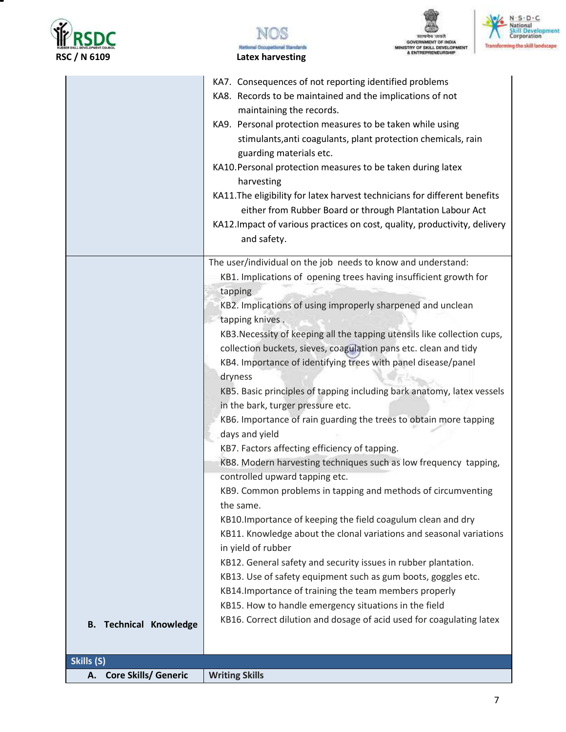| | |
|---|---|
| | KA7. Consequences of not reporting identified problems<br>KA8. Records to be maintained and the implications of not maintaining the records.<br>KA9. Personal protection measures to be taken while using stimulants,anti coagulants, plant protection chemicals, rain guarding materials etc.<br>KA10.Personal protection measures to be taken during latex harvesting<br>KA11.The eligibility for latex harvest technicians for different benefits either from Rubber Board or through Plantation Labour Act<br>KA12.Impact of various practices on cost, quality, productivity, delivery and safety. |
| **B. Technical Knowledge** | The user/individual on the job needs to know and understand:<br>KB1. Implications of opening trees having insufficient growth for tapping<br>KB2. Implications of using improperly sharpened and unclean tapping knives .<br>KB3.Necessity of keeping all the tapping utensils like collection cups, collection buckets, sieves, coagulation pans etc. clean and tidy<br>KB4. Importance of identifying trees with panel disease/panel dryness<br>KB5. Basic principles of tapping including bark anatomy, latex vessels in the bark, turger pressure etc.<br>KB6. Importance of rain guarding the trees to obtain more tapping days and yield<br>KB7. Factors affecting efficiency of tapping.<br>KB8. Modern harvesting techniques such as low frequency tapping, controlled upward tapping etc.<br>KB9. Common problems in tapping and methods of circumventing the same.<br>KB10.Importance of keeping the field coagulum clean and dry<br>KB11. Knowledge about the clonal variations and seasonal variations in yield of rubber<br>KB12. General safety and security issues in rubber plantation.<br>KB13. Use of safety equipment such as gum boots, goggles etc.<br>KB14.Importance of training the team members properly<br>KB15. How to handle emergency situations in the field<br>KB16. Correct dilution and dosage of acid used for coagulating latex |
| **Skills (S)** | |
| **A. Core Skills/ Generic** | **Writing Skills** |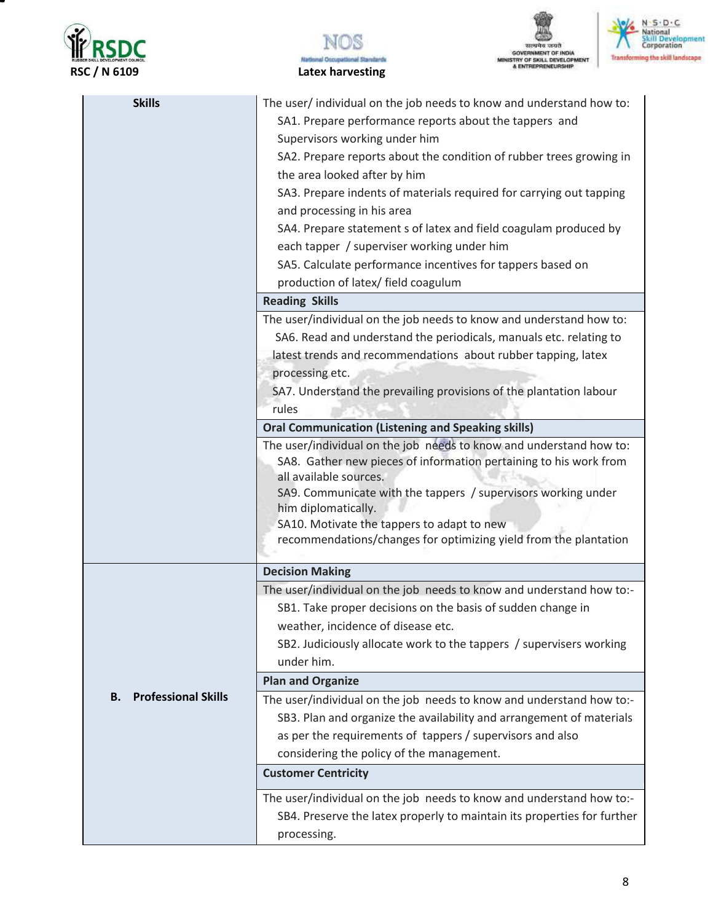| | |
|---|---|
| **Skills** | The user/ individual on the job needs to know and understand how to:<br>SA1. Prepare performance reports about the tappers and Supervisors working under him<br>SA2. Prepare reports about the condition of rubber trees growing in the area looked after by him<br>SA3. Prepare indents of materials required for carrying out tapping and processing in his area<br>SA4. Prepare statement s of latex and field coagulam produced by each tapper / superviser working under him<br>SA5. Calculate performance incentives for tappers based on production of latex/ field coagulum |
| | **Reading Skills** |
| | The user/individual on the job needs to know and understand how to:<br>SA6. Read and understand the periodicals, manuals etc. relating to latest trends and recommendations about rubber tapping, latex processing etc.<br>SA7. Understand the prevailing provisions of the plantation labour rules |
| | **Oral Communication (Listening and Speaking skills)** |
| | The user/individual on the job needs to know and understand how to:<br>SA8. Gather new pieces of information pertaining to his work from all available sources.<br>SA9. Communicate with the tappers / supervisors working under him diplomatically.<br>SA10. Motivate the tappers to adapt to new recommendations/changes for optimizing yield from the plantation |
| **B. Professional Skills** | **Decision Making** |
| | The user/individual on the job needs to know and understand how to:-<br>SB1. Take proper decisions on the basis of sudden change in weather, incidence of disease etc.<br>SB2. Judiciously allocate work to the tappers / supervisers working under him. |
| | **Plan and Organize** |
| | The user/individual on the job needs to know and understand how to:-<br>SB3. Plan and organize the availability and arrangement of materials as per the requirements of tappers / supervisors and also considering the policy of the management. |
| | **Customer Centricity** |
| | The user/individual on the job needs to know and understand how to:-<br>SB4. Preserve the latex properly to maintain its properties for further processing. |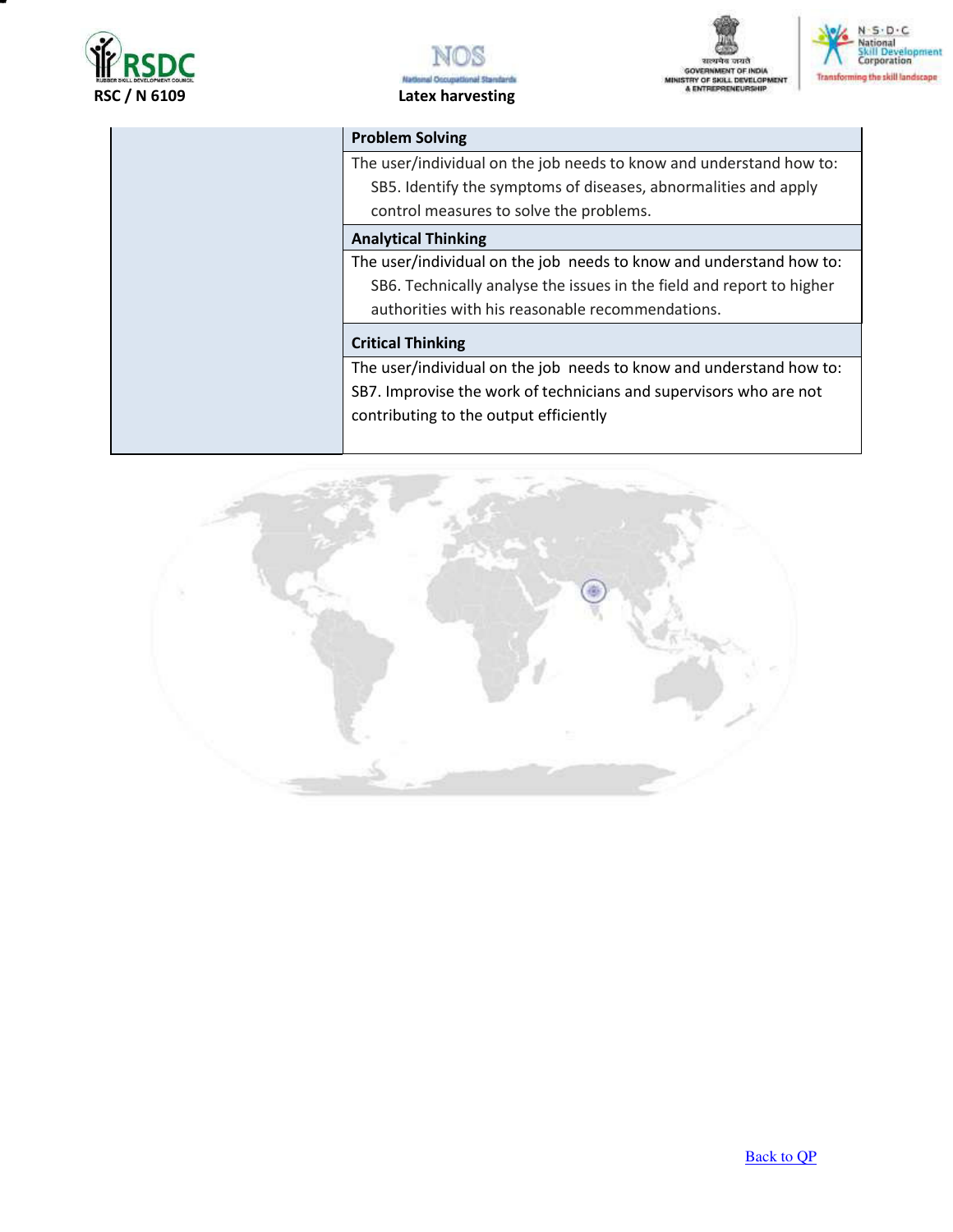| | |
|---|---|
| | **Problem Solving** |
| | The user/individual on the job needs to know and understand how to:<br>SB5. Identify the symptoms of diseases, abnormalities and apply control measures to solve the problems. |
| | **Analytical Thinking** |
| | The user/individual on the job needs to know and understand how to:<br>SB6. Technically analyse the issues in the field and report to higher authorities with his reasonable recommendations. |
| | **Critical Thinking** |
| | The user/individual on the job needs to know and understand how to:<br>SB7. Improvise the work of technicians and supervisors who are not contributing to the output efficiently |

Back to QP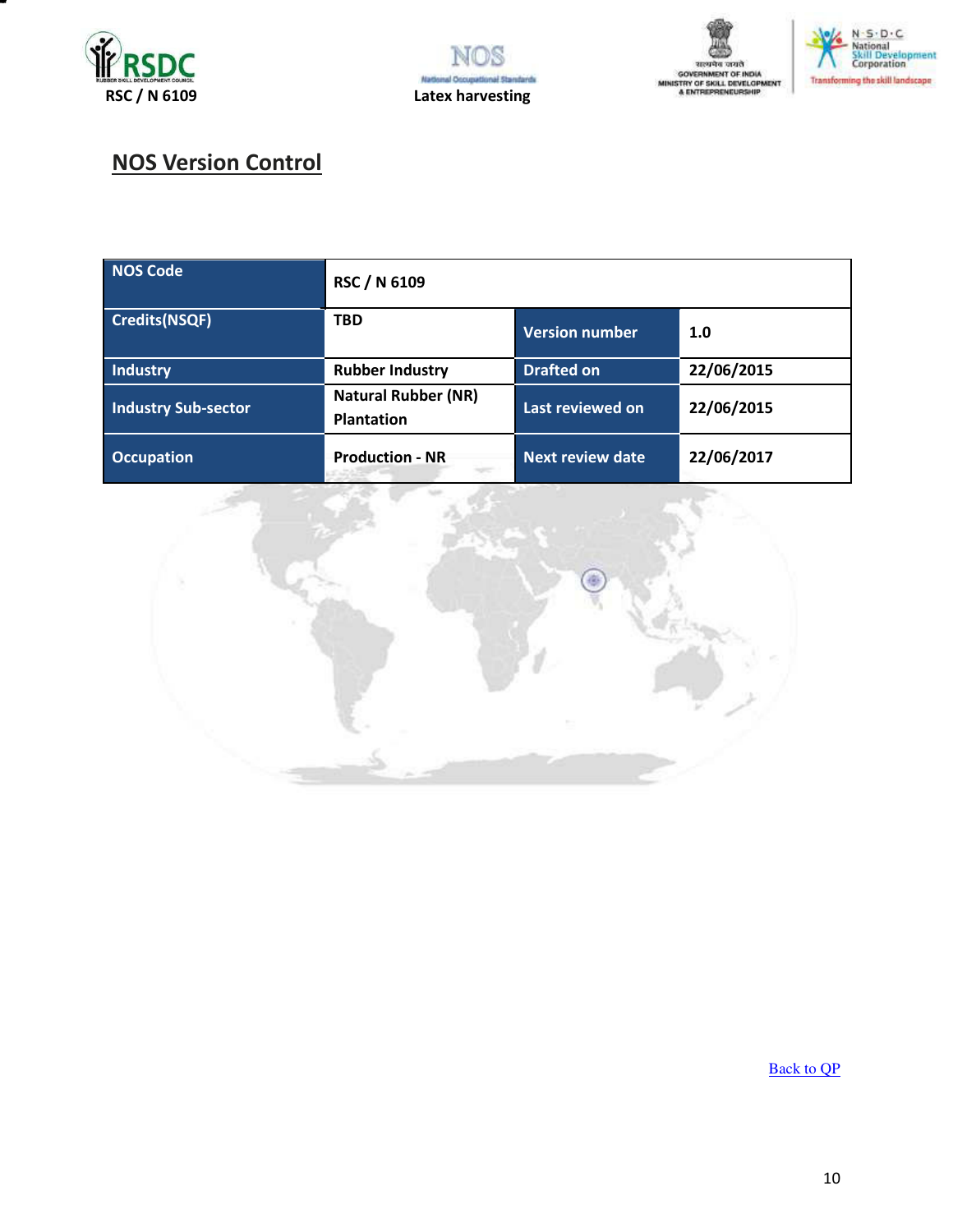## NOS Version Control

| NOS Code | RSC / N 6109 | | |
|---|---|---|---|
| Credits(NSQF) | TBD | Version number | 1.0 |
| Industry | Rubber Industry | Drafted on | 22/06/2015 |
| Industry Sub-sector | Natural Rubber (NR) Plantation | Last reviewed on | 22/06/2015 |
| Occupation | Production - NR | Next review date | 22/06/2017 |

Back to QP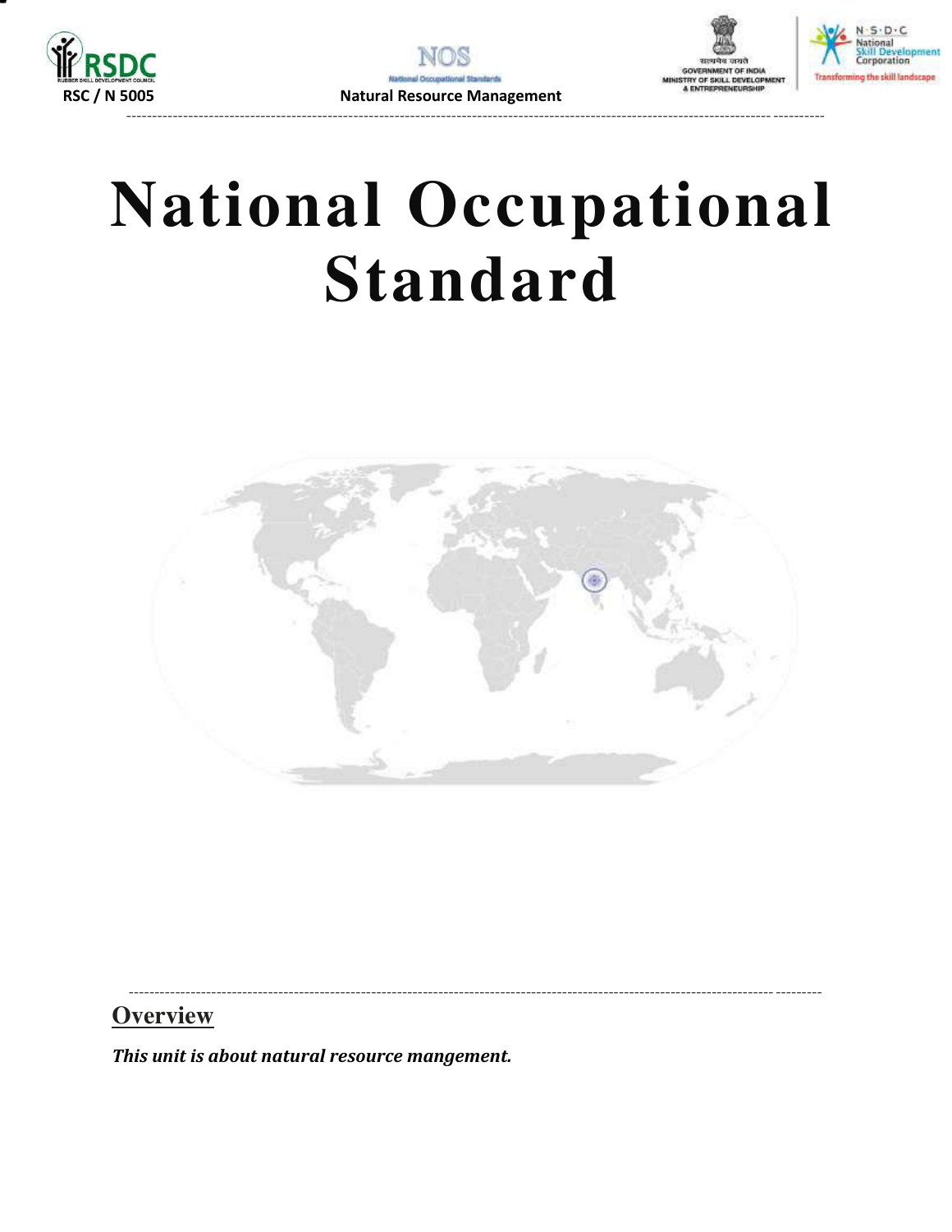# National Occupational Standard

## Overview

***This unit is about natural resource mangement.***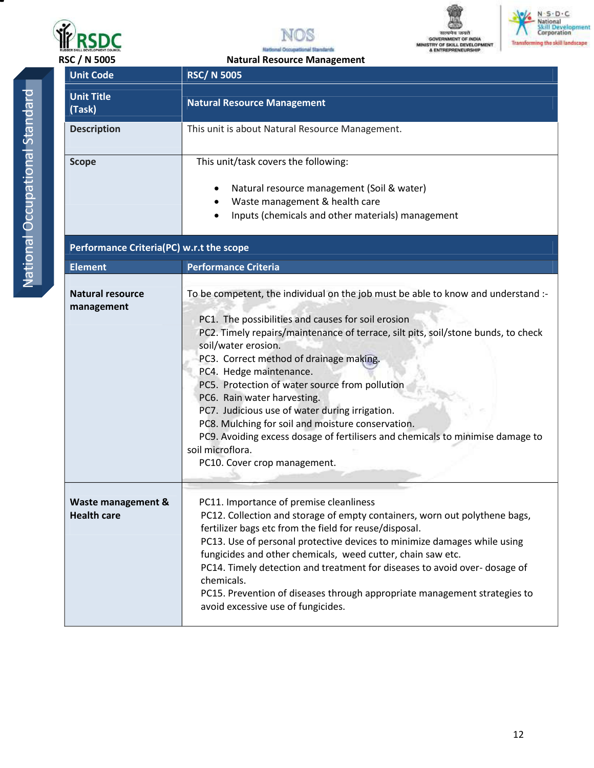RSC / N 5005 **Natural Resource Management**

| Unit Code | RSC/ N 5005 |
| --- | --- |
| Unit Title (Task) | Natural Resource Management |
| Description | This unit is about Natural Resource Management. |
| Scope | This unit/task covers the following:<br><br>• Natural resource management (Soil & water)<br>• Waste management & health care<br>• Inputs (chemicals and other materials) management |

**Performance Criteria(PC) w.r.t the scope**

| Element | Performance Criteria |
| --- | --- |
| **Natural resource management** | To be competent, the individual on the job must be able to know and understand :-<br><br>PC1. The possibilities and causes for soil erosion<br>PC2. Timely repairs/maintenance of terrace, silt pits, soil/stone bunds, to check soil/water erosion.<br>PC3. Correct method of drainage making.<br>PC4. Hedge maintenance.<br>PC5. Protection of water source from pollution<br>PC6. Rain water harvesting.<br>PC7. Judicious use of water during irrigation.<br>PC8. Mulching for soil and moisture conservation.<br>PC9. Avoiding excess dosage of fertilisers and chemicals to minimise damage to soil microflora.<br>PC10. Cover crop management. |
| **Waste management & Health care** | PC11. Importance of premise cleanliness<br>PC12. Collection and storage of empty containers, worn out polythene bags, fertilizer bags etc from the field for reuse/disposal.<br>PC13. Use of personal protective devices to minimize damages while using fungicides and other chemicals, weed cutter, chain saw etc.<br>PC14. Timely detection and treatment for diseases to avoid over- dosage of chemicals.<br>PC15. Prevention of diseases through appropriate management strategies to avoid excessive use of fungicides. |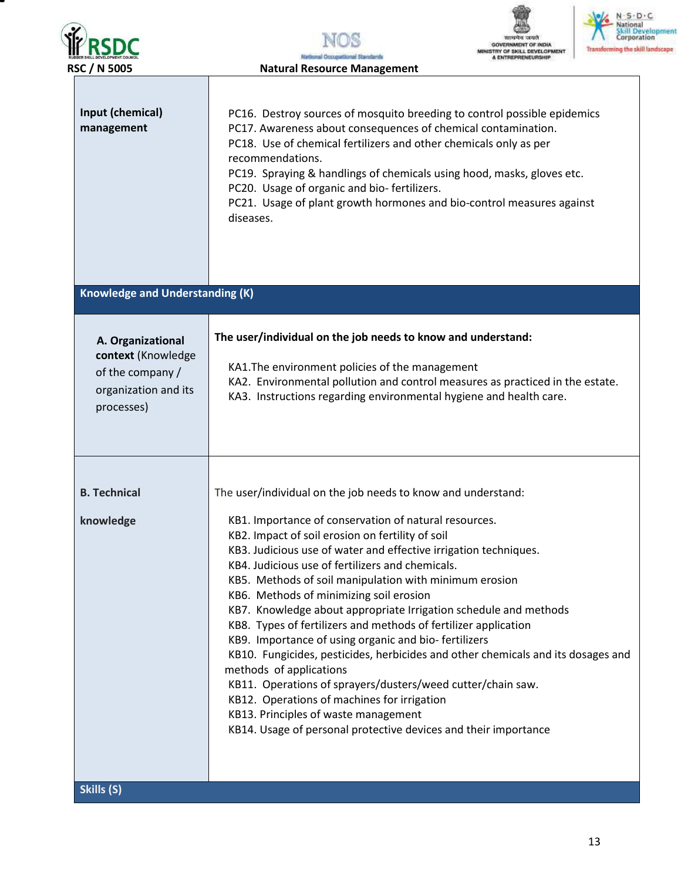| | |
|---|---|
| **Input (chemical) management** | PC16. Destroy sources of mosquito breeding to control possible epidemics<br>PC17. Awareness about consequences of chemical contamination.<br>PC18. Use of chemical fertilizers and other chemicals only as per recommendations.<br>PC19. Spraying & handlings of chemicals using hood, masks, gloves etc.<br>PC20. Usage of organic and bio- fertilizers.<br>PC21. Usage of plant growth hormones and bio-control measures against diseases. |
| **Knowledge and Understanding (K)** | |
| **A. Organizational context** (Knowledge of the company / organization and its processes) | **The user/individual on the job needs to know and understand:**<br>KA1.The environment policies of the management<br>KA2. Environmental pollution and control measures as practiced in the estate.<br>KA3. Instructions regarding environmental hygiene and health care. |
| **B. Technical knowledge** | The user/individual on the job needs to know and understand:<br>KB1. Importance of conservation of natural resources.<br>KB2. Impact of soil erosion on fertility of soil<br>KB3. Judicious use of water and effective irrigation techniques.<br>KB4. Judicious use of fertilizers and chemicals.<br>KB5. Methods of soil manipulation with minimum erosion<br>KB6. Methods of minimizing soil erosion<br>KB7. Knowledge about appropriate Irrigation schedule and methods<br>KB8. Types of fertilizers and methods of fertilizer application<br>KB9. Importance of using organic and bio- fertilizers<br>KB10. Fungicides, pesticides, herbicides and other chemicals and its dosages and methods of applications<br>KB11. Operations of sprayers/dusters/weed cutter/chain saw.<br>KB12. Operations of machines for irrigation<br>KB13. Principles of waste management<br>KB14. Usage of personal protective devices and their importance |
| **Skills (S)** | |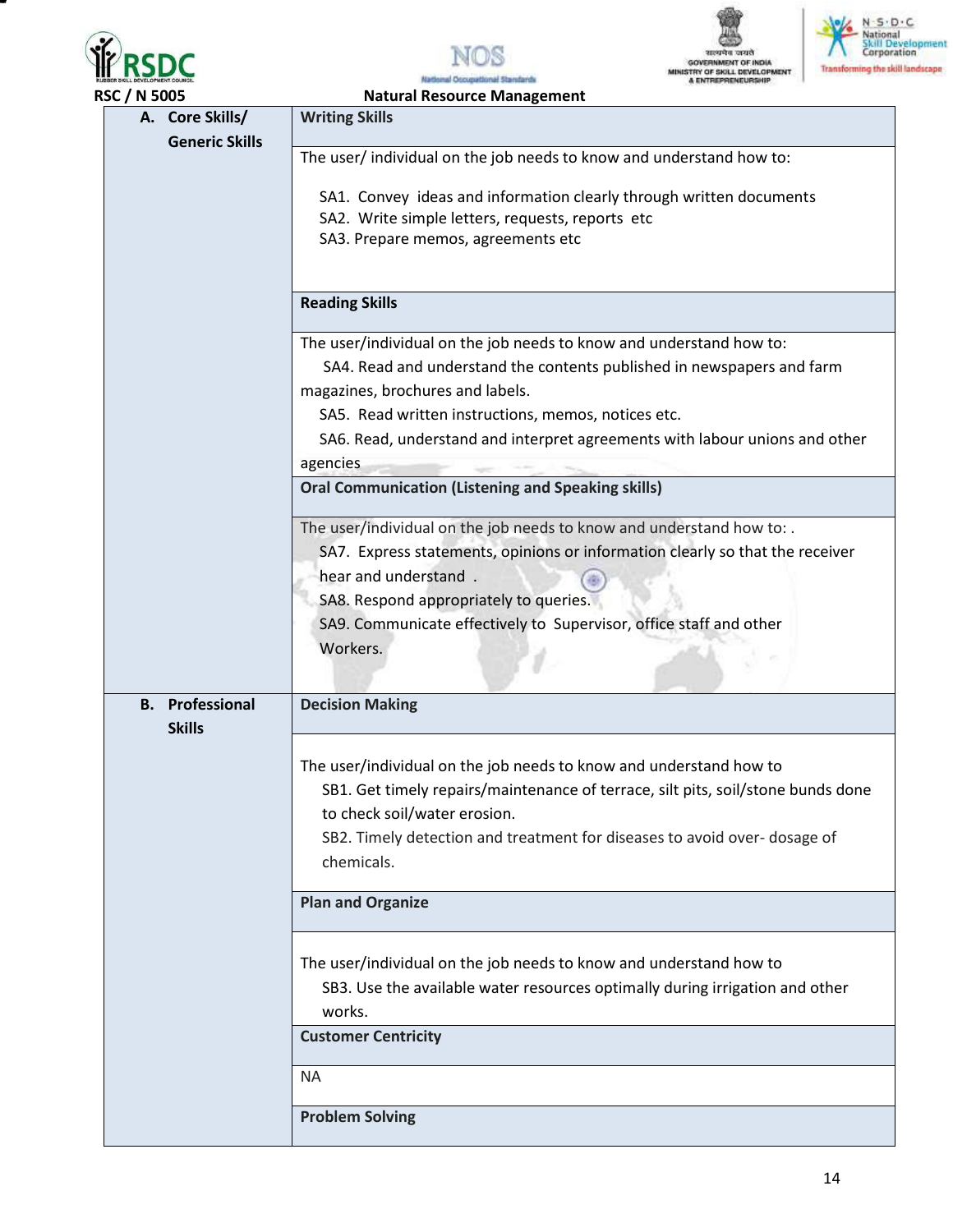RSC / N 5005 **Natural Resource Management**

| | |
|---|---|
| **A. Core Skills/ Generic Skills** | **Writing Skills** |
| | The user/ individual on the job needs to know and understand how to:<br><br>SA1. Convey ideas and information clearly through written documents<br>SA2. Write simple letters, requests, reports etc<br>SA3. Prepare memos, agreements etc |
| | **Reading Skills** |
| | The user/individual on the job needs to know and understand how to:<br>SA4. Read and understand the contents published in newspapers and farm magazines, brochures and labels.<br>SA5. Read written instructions, memos, notices etc.<br>SA6. Read, understand and interpret agreements with labour unions and other agencies |
| | **Oral Communication (Listening and Speaking skills)** |
| | The user/individual on the job needs to know and understand how to: .<br>SA7. Express statements, opinions or information clearly so that the receiver hear and understand .<br>SA8. Respond appropriately to queries.<br>SA9. Communicate effectively to Supervisor, office staff and other Workers. |
| **B. Professional Skills** | **Decision Making** |
| | The user/individual on the job needs to know and understand how to<br>SB1. Get timely repairs/maintenance of terrace, silt pits, soil/stone bunds done to check soil/water erosion.<br>SB2. Timely detection and treatment for diseases to avoid over- dosage of chemicals. |
| | **Plan and Organize** |
| | The user/individual on the job needs to know and understand how to<br>SB3. Use the available water resources optimally during irrigation and other works. |
| | **Customer Centricity** |
| | NA |
| | **Problem Solving** |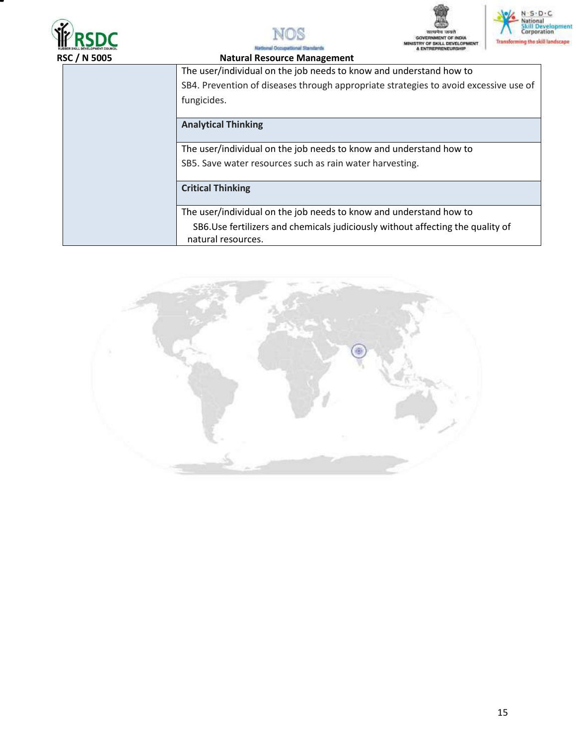| | |
|---|---|
| | The user/individual on the job needs to know and understand how to<br>SB4. Prevention of diseases through appropriate strategies to avoid excessive use of fungicides. |
| | **Analytical Thinking** |
| | The user/individual on the job needs to know and understand how to<br>SB5. Save water resources such as rain water harvesting. |
| | **Critical Thinking** |
| | The user/individual on the job needs to know and understand how to<br>SB6.Use fertilizers and chemicals judiciously without affecting the quality of natural resources. |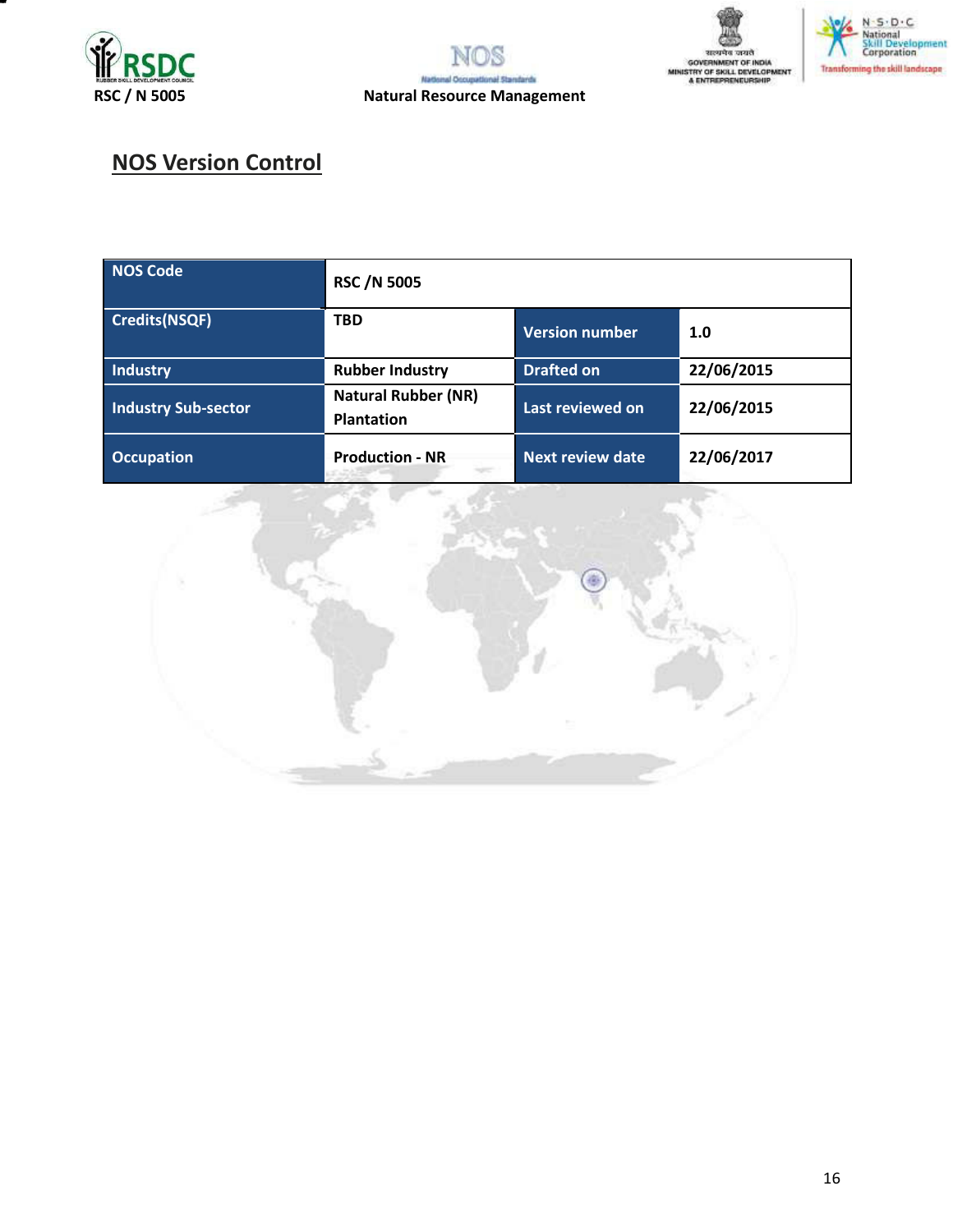## NOS Version Control

| NOS Code | RSC /N 5005 | | |
|---|---|---|---|
| Credits(NSQF) | TBD | Version number | 1.0 |
| Industry | Rubber Industry | Drafted on | 22/06/2015 |
| Industry Sub-sector | Natural Rubber (NR) Plantation | Last reviewed on | 22/06/2015 |
| Occupation | Production - NR | Next review date | 22/06/2017 |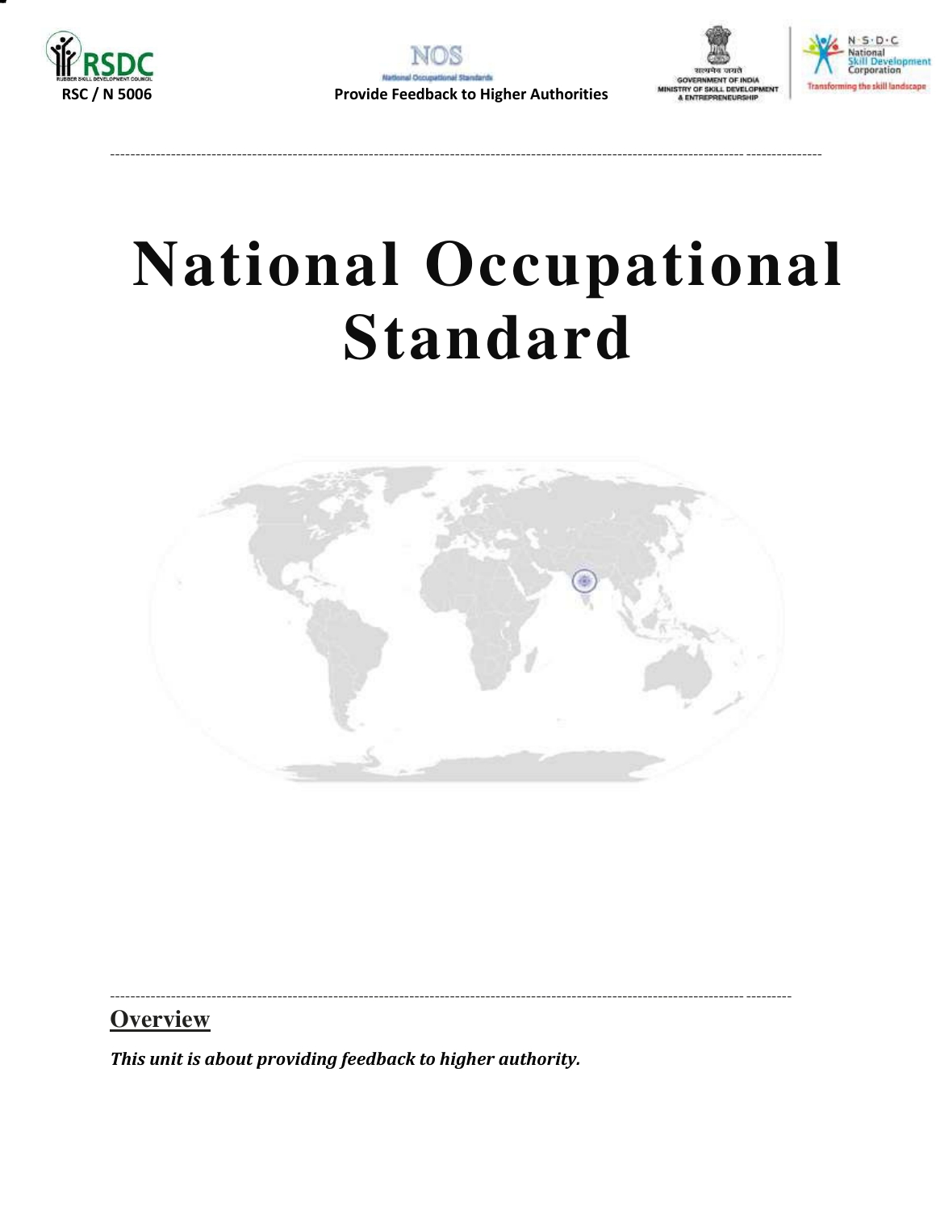# National Occupational Standard

## Overview

***This unit is about providing feedback to higher authority.***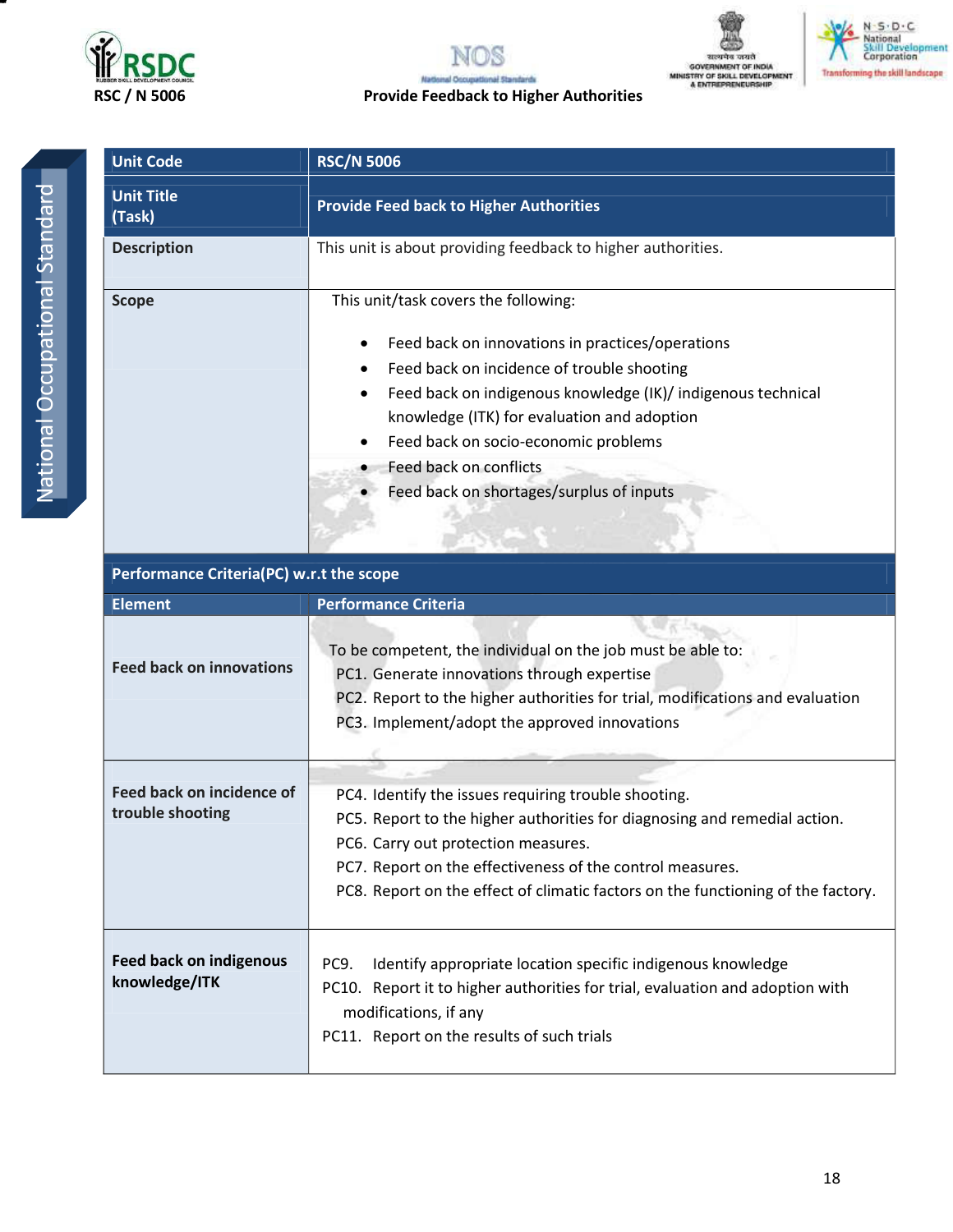| Unit Code | RSC/N 5006 |
| --- | --- |
| Unit Title (Task) | Provide Feed back to Higher Authorities |
| Description | This unit is about providing feedback to higher authorities. |
| Scope | This unit/task covers the following:<br><br>• Feed back on innovations in practices/operations<br>• Feed back on incidence of trouble shooting<br>• Feed back on indigenous knowledge (IK)/ indigenous technical knowledge (ITK) for evaluation and adoption<br>• Feed back on socio-economic problems<br>• Feed back on conflicts<br>• Feed back on shortages/surplus of inputs |
| **Performance Criteria(PC) w.r.t the scope** | |
| **Element** | **Performance Criteria** |
| Feed back on innovations | To be competent, the individual on the job must be able to:<br>PC1. Generate innovations through expertise<br>PC2. Report to the higher authorities for trial, modifications and evaluation<br>PC3. Implement/adopt the approved innovations |
| Feed back on incidence of trouble shooting | PC4. Identify the issues requiring trouble shooting.<br>PC5. Report to the higher authorities for diagnosing and remedial action.<br>PC6. Carry out protection measures.<br>PC7. Report on the effectiveness of the control measures.<br>PC8. Report on the effect of climatic factors on the functioning of the factory. |
| Feed back on indigenous knowledge/ITK | PC9. Identify appropriate location specific indigenous knowledge<br>PC10. Report it to higher authorities for trial, evaluation and adoption with modifications, if any<br>PC11. Report on the results of such trials |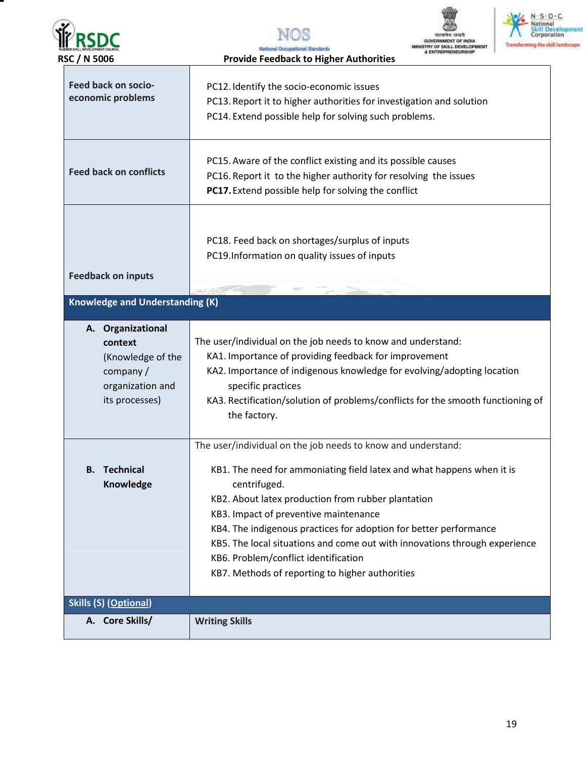| | |
|---|---|
| **Feed back on socio-economic problems** | PC12. Identify the socio-economic issues<br>PC13. Report it to higher authorities for investigation and solution<br>PC14. Extend possible help for solving such problems. |
| **Feed back on conflicts** | PC15. Aware of the conflict existing and its possible causes<br>PC16. Report it to the higher authority for resolving the issues<br>**PC17.** Extend possible help for solving the conflict |
| **Feedback on inputs** | PC18. Feed back on shortages/surplus of inputs<br>PC19. Information on quality issues of inputs |
| **Knowledge and Understanding (K)** | |
| **A. Organizational context** (Knowledge of the company / organization and its processes) | The user/individual on the job needs to know and understand:<br>KA1. Importance of providing feedback for improvement<br>KA2. Importance of indigenous knowledge for evolving/adopting location specific practices<br>KA3. Rectification/solution of problems/conflicts for the smooth functioning of the factory. |
| **B. Technical Knowledge** | The user/individual on the job needs to know and understand:<br>KB1. The need for ammoniating field latex and what happens when it is centrifuged.<br>KB2. About latex production from rubber plantation<br>KB3. Impact of preventive maintenance<br>KB4. The indigenous practices for adoption for better performance<br>KB5. The local situations and come out with innovations through experience<br>KB6. Problem/conflict identification<br>KB7. Methods of reporting to higher authorities |
| **Skills (S) (Optional)** | |
| **A. Core Skills/** | **Writing Skills** |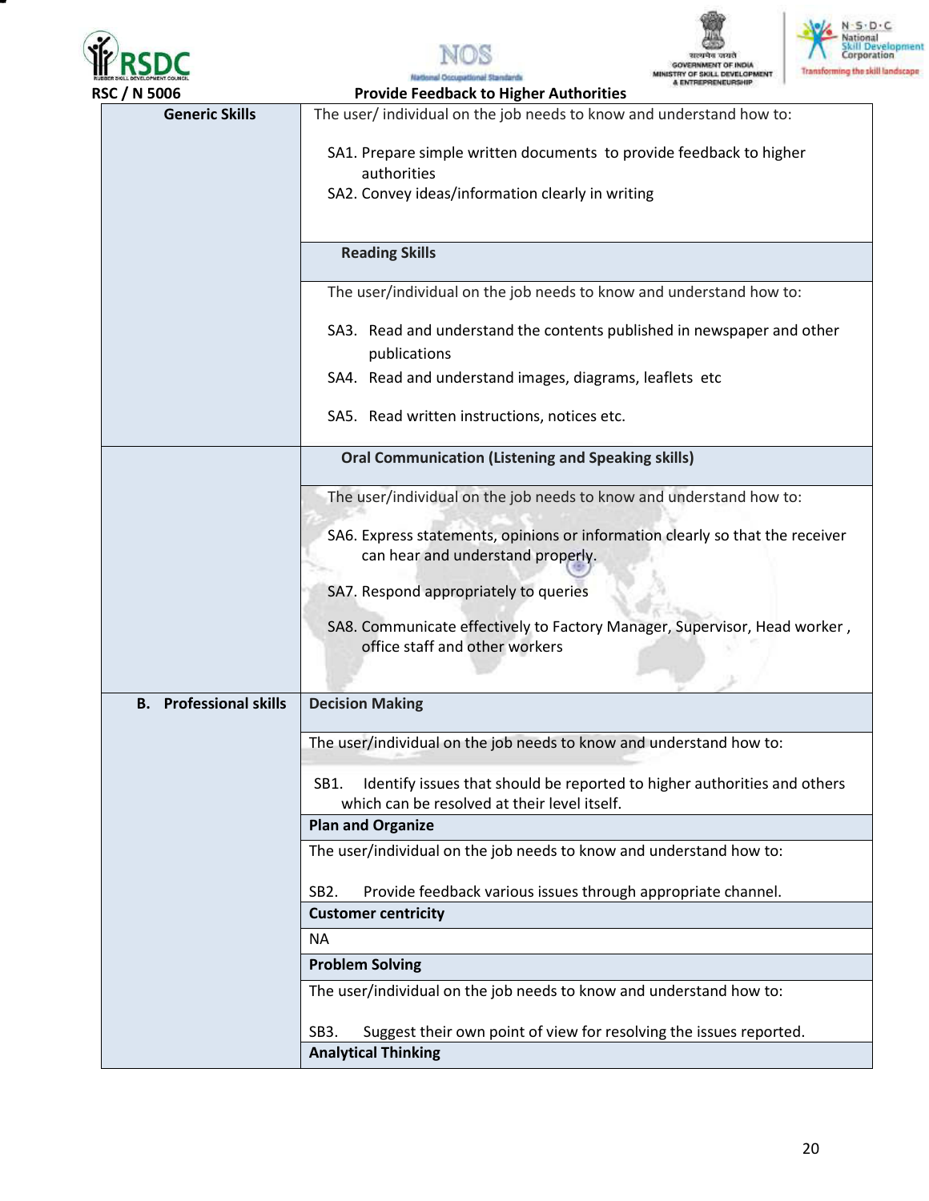RSC / N 5006 — Provide Feedback to Higher Authorities

| | |
|---|---|
| **Generic Skills** | The user/ individual on the job needs to know and understand how to:<br><br>SA1. Prepare simple written documents to provide feedback to higher authorities<br>SA2. Convey ideas/information clearly in writing |
| | **Reading Skills** |
| | The user/individual on the job needs to know and understand how to:<br><br>SA3. Read and understand the contents published in newspaper and other publications<br>SA4. Read and understand images, diagrams, leaflets etc<br>SA5. Read written instructions, notices etc. |
| | **Oral Communication (Listening and Speaking skills)** |
| | The user/individual on the job needs to know and understand how to:<br><br>SA6. Express statements, opinions or information clearly so that the receiver can hear and understand properly.<br>SA7. Respond appropriately to queries<br>SA8. Communicate effectively to Factory Manager, Supervisor, Head worker , office staff and other workers |
| **B. Professional skills** | **Decision Making** |
| | The user/individual on the job needs to know and understand how to:<br><br>SB1. Identify issues that should be reported to higher authorities and others which can be resolved at their level itself. |
| | **Plan and Organize** |
| | The user/individual on the job needs to know and understand how to:<br><br>SB2. Provide feedback various issues through appropriate channel. |
| | **Customer centricity** |
| | NA |
| | **Problem Solving** |
| | The user/individual on the job needs to know and understand how to:<br><br>SB3. Suggest their own point of view for resolving the issues reported. |
| | **Analytical Thinking** |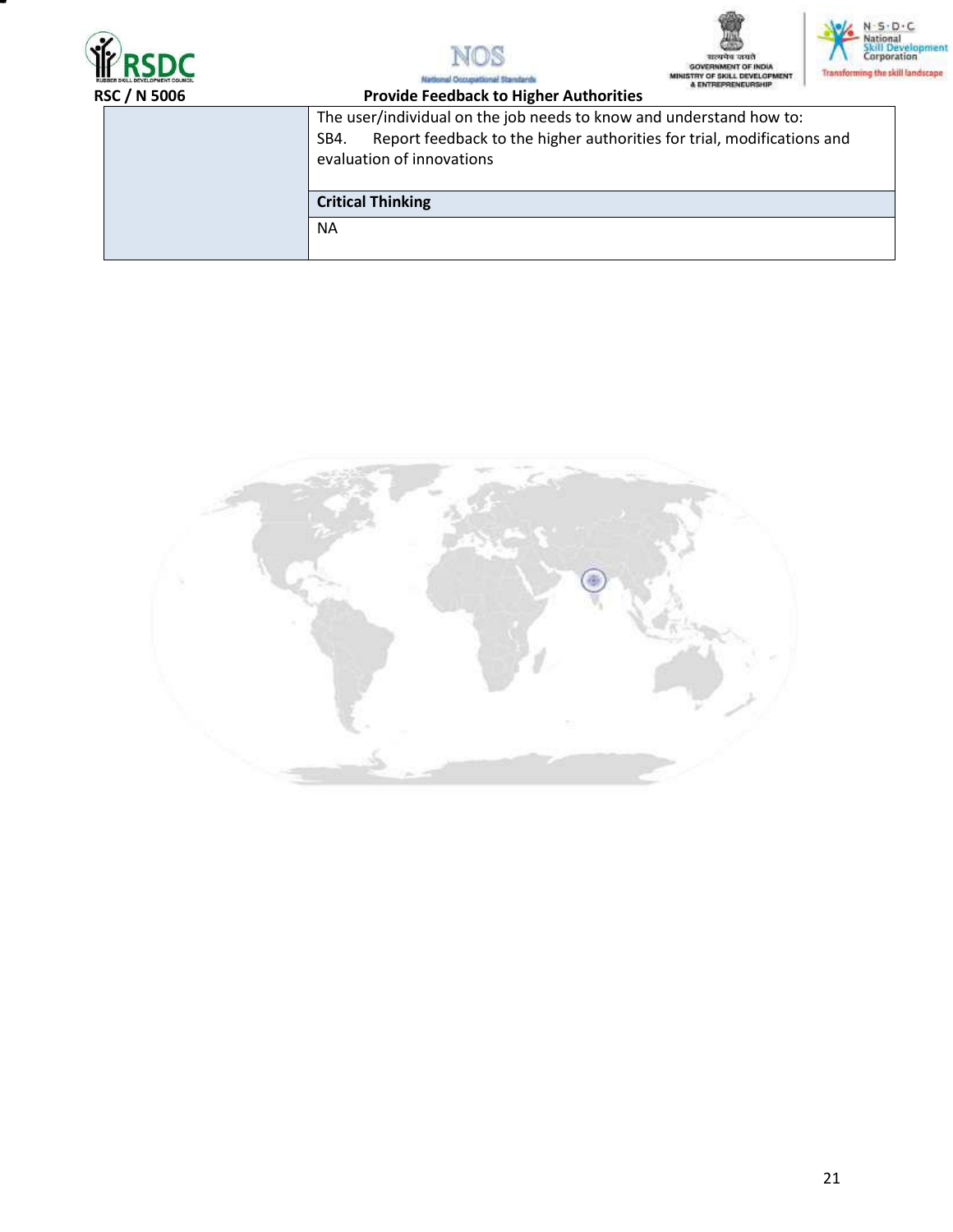| | |
|---|---|
| | The user/individual on the job needs to know and understand how to: SB4. Report feedback to the higher authorities for trial, modifications and evaluation of innovations |
| | **Critical Thinking** |
| | NA |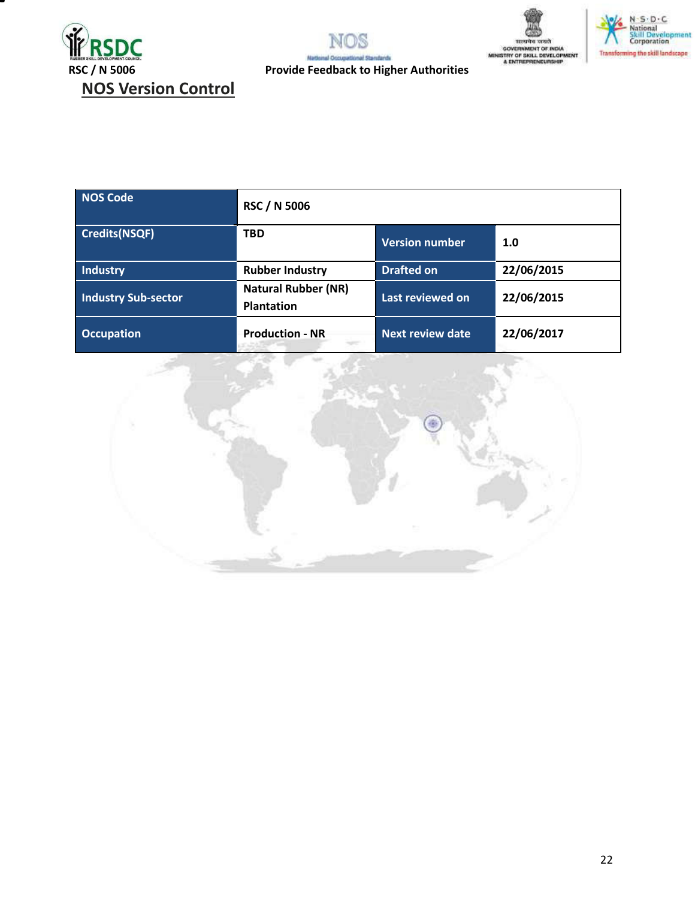## NOS Version Control

| NOS Code | RSC / N 5006 | | |
|---|---|---|---|
| Credits(NSQF) | TBD | Version number | 1.0 |
| Industry | Rubber Industry | Drafted on | 22/06/2015 |
| Industry Sub-sector | Natural Rubber (NR) Plantation | Last reviewed on | 22/06/2015 |
| Occupation | Production - NR | Next review date | 22/06/2017 |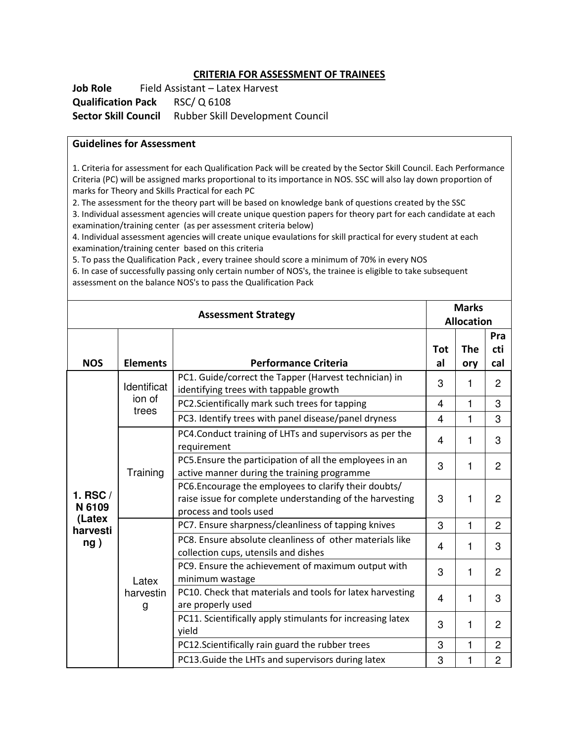## CRITERIA FOR ASSESSMENT OF TRAINEES

**Job Role** Field Assistant – Latex Harvest
**Qualification Pack** RSC/ Q 6108
**Sector Skill Council** Rubber Skill Development Council

### Guidelines for Assessment

1. Criteria for assessment for each Qualification Pack will be created by the Sector Skill Council. Each Performance Criteria (PC) will be assigned marks proportional to its importance in NOS. SSC will also lay down proportion of marks for Theory and Skills Practical for each PC
2. The assessment for the theory part will be based on knowledge bank of questions created by the SSC
3. Individual assessment agencies will create unique question papers for theory part for each candidate at each examination/training center (as per assessment criteria below)
4. Individual assessment agencies will create unique evaulations for skill practical for every student at each examination/training center based on this criteria
5. To pass the Qualification Pack , every trainee should score a minimum of 70% in every NOS
6. In case of successfully passing only certain number of NOS's, the trainee is eligible to take subsequent assessment on the balance NOS's to pass the Qualification Pack

| Assessment Strategy | | | Marks Allocation | | |
|---|---|---|---|---|---|
| **NOS** | **Elements** | **Performance Criteria** | **Total** | **Theory** | **Practical** |
| **1. RSC / N 6109 (Latex harvesting )** | Identification of trees | PC1. Guide/correct the Tapper (Harvest technician) in identifying trees with tappable growth | 3 | 1 | 2 |
| | | PC2.Scientifically mark such trees for tapping | 4 | 1 | 3 |
| | | PC3. Identify trees with panel disease/panel dryness | 4 | 1 | 3 |
| | Training | PC4.Conduct training of LHTs and supervisors as per the requirement | 4 | 1 | 3 |
| | | PC5.Ensure the participation of all the employees in an active manner during the training programme | 3 | 1 | 2 |
| | | PC6.Encourage the employees to clarify their doubts/ raise issue for complete understanding of the harvesting process and tools used | 3 | 1 | 2 |
| | Latex harvesting | PC7. Ensure sharpness/cleanliness of tapping knives | 3 | 1 | 2 |
| | | PC8. Ensure absolute cleanliness of other materials like collection cups, utensils and dishes | 4 | 1 | 3 |
| | | PC9. Ensure the achievement of maximum output with minimum wastage | 3 | 1 | 2 |
| | | PC10. Check that materials and tools for latex harvesting are properly used | 4 | 1 | 3 |
| | | PC11. Scientifically apply stimulants for increasing latex yield | 3 | 1 | 2 |
| | | PC12.Scientifically rain guard the rubber trees | 3 | 1 | 2 |
| | | PC13.Guide the LHTs and supervisors during latex | 3 | 1 | 2 |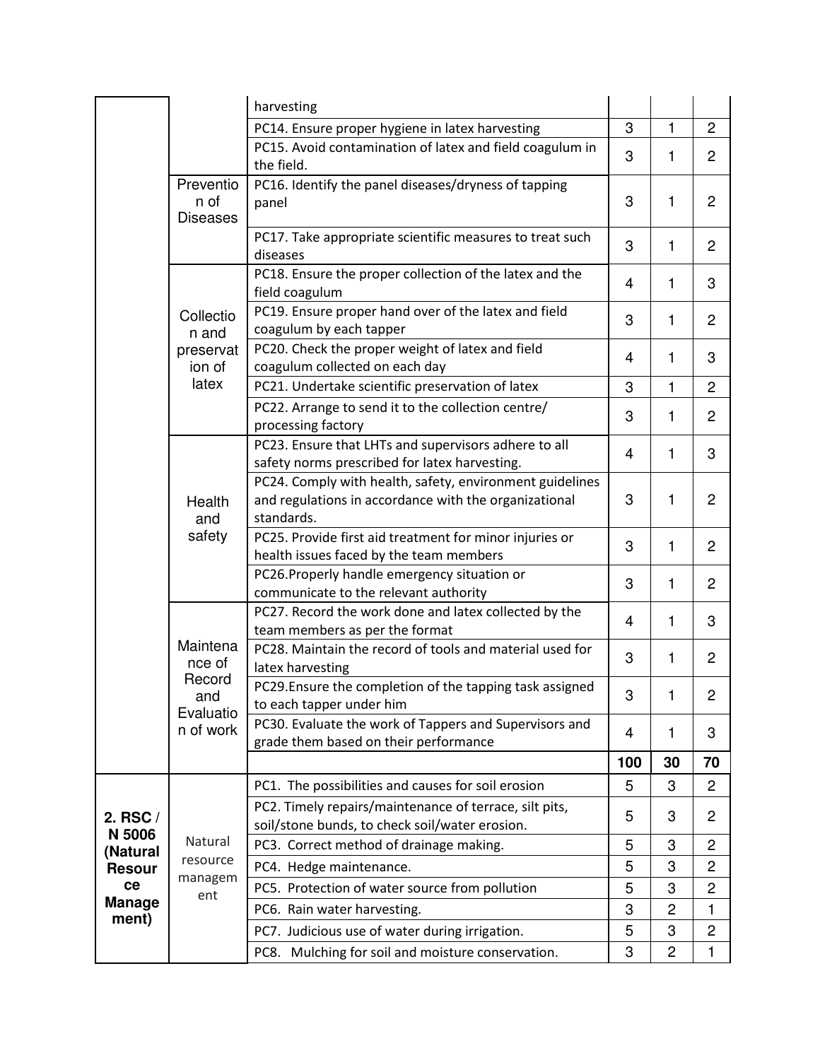| | | | | | |
|---|---|---|---|---|---|
| | | harvesting | | | |
| | | PC14. Ensure proper hygiene in latex harvesting | 3 | 1 | 2 |
| | | PC15. Avoid contamination of latex and field coagulum in the field. | 3 | 1 | 2 |
| | Prevention of Diseases | PC16. Identify the panel diseases/dryness of tapping panel | 3 | 1 | 2 |
| | | PC17. Take appropriate scientific measures to treat such diseases | 3 | 1 | 2 |
| | Collection and preservation of latex | PC18. Ensure the proper collection of the latex and the field coagulum | 4 | 1 | 3 |
| | | PC19. Ensure proper hand over of the latex and field coagulum by each tapper | 3 | 1 | 2 |
| | | PC20. Check the proper weight of latex and field coagulum collected on each day | 4 | 1 | 3 |
| | | PC21. Undertake scientific preservation of latex | 3 | 1 | 2 |
| | | PC22. Arrange to send it to the collection centre/ processing factory | 3 | 1 | 2 |
| | Health and safety | PC23. Ensure that LHTs and supervisors adhere to all safety norms prescribed for latex harvesting. | 4 | 1 | 3 |
| | | PC24. Comply with health, safety, environment guidelines and regulations in accordance with the organizational standards. | 3 | 1 | 2 |
| | | PC25. Provide first aid treatment for minor injuries or health issues faced by the team members | 3 | 1 | 2 |
| | | PC26.Properly handle emergency situation or communicate to the relevant authority | 3 | 1 | 2 |
| | Maintenance of Record and Evaluation of work | PC27. Record the work done and latex collected by the team members as per the format | 4 | 1 | 3 |
| | | PC28. Maintain the record of tools and material used for latex harvesting | 3 | 1 | 2 |
| | | PC29.Ensure the completion of the tapping task assigned to each tapper under him | 3 | 1 | 2 |
| | | PC30. Evaluate the work of Tappers and Supervisors and grade them based on their performance | 4 | 1 | 3 |
| | | | **100** | **30** | **70** |
| **2. RSC / N 5006 (Natural Resource Management)** | Natural resource management | PC1. The possibilities and causes for soil erosion | 5 | 3 | 2 |
| | | PC2. Timely repairs/maintenance of terrace, silt pits, soil/stone bunds, to check soil/water erosion. | 5 | 3 | 2 |
| | | PC3. Correct method of drainage making. | 5 | 3 | 2 |
| | | PC4. Hedge maintenance. | 5 | 3 | 2 |
| | | PC5. Protection of water source from pollution | 5 | 3 | 2 |
| | | PC6. Rain water harvesting. | 3 | 2 | 1 |
| | | PC7. Judicious use of water during irrigation. | 5 | 3 | 2 |
| | | PC8. Mulching for soil and moisture conservation. | 3 | 2 | 1 |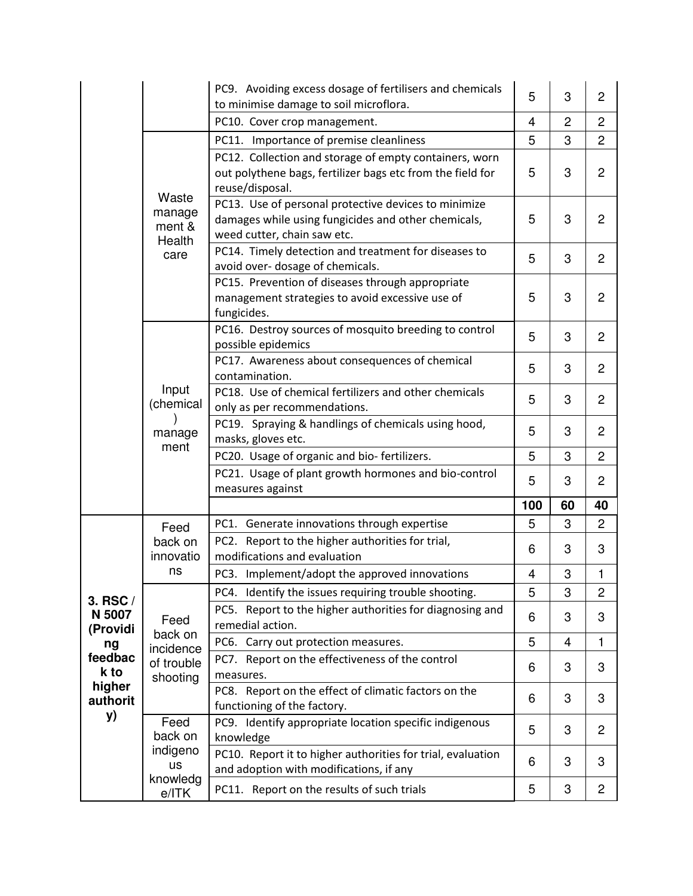| | | | | | |
|---|---|---|---|---|---|
| | | PC9. Avoiding excess dosage of fertilisers and chemicals to minimise damage to soil microflora. | 5 | 3 | 2 |
| | | PC10. Cover crop management. | 4 | 2 | 2 |
| | Waste management & Health care | PC11. Importance of premise cleanliness | 5 | 3 | 2 |
| | | PC12. Collection and storage of empty containers, worn out polythene bags, fertilizer bags etc from the field for reuse/disposal. | 5 | 3 | 2 |
| | | PC13. Use of personal protective devices to minimize damages while using fungicides and other chemicals, weed cutter, chain saw etc. | 5 | 3 | 2 |
| | | PC14. Timely detection and treatment for diseases to avoid over- dosage of chemicals. | 5 | 3 | 2 |
| | | PC15. Prevention of diseases through appropriate management strategies to avoid excessive use of fungicides. | 5 | 3 | 2 |
| | Input (chemical) management | PC16. Destroy sources of mosquito breeding to control possible epidemics | 5 | 3 | 2 |
| | | PC17. Awareness about consequences of chemical contamination. | 5 | 3 | 2 |
| | | PC18. Use of chemical fertilizers and other chemicals only as per recommendations. | 5 | 3 | 2 |
| | | PC19. Spraying & handlings of chemicals using hood, masks, gloves etc. | 5 | 3 | 2 |
| | | PC20. Usage of organic and bio- fertilizers. | 5 | 3 | 2 |
| | | PC21. Usage of plant growth hormones and bio-control measures against | 5 | 3 | 2 |
| | | | **100** | **60** | **40** |
| **3. RSC / N 5007 (Providing feedback to higher authority)** | Feed back on innovations | PC1. Generate innovations through expertise | 5 | 3 | 2 |
| | | PC2. Report to the higher authorities for trial, modifications and evaluation | 6 | 3 | 3 |
| | | PC3. Implement/adopt the approved innovations | 4 | 3 | 1 |
| | Feed back on incidence of trouble shooting | PC4. Identify the issues requiring trouble shooting. | 5 | 3 | 2 |
| | | PC5. Report to the higher authorities for diagnosing and remedial action. | 6 | 3 | 3 |
| | | PC6. Carry out protection measures. | 5 | 4 | 1 |
| | | PC7. Report on the effectiveness of the control measures. | 6 | 3 | 3 |
| | | PC8. Report on the effect of climatic factors on the functioning of the factory. | 6 | 3 | 3 |
| | Feed back on indigenous knowledge/ITK | PC9. Identify appropriate location specific indigenous knowledge | 5 | 3 | 2 |
| | | PC10. Report it to higher authorities for trial, evaluation and adoption with modifications, if any | 6 | 3 | 3 |
| | | PC11. Report on the results of such trials | 5 | 3 | 2 |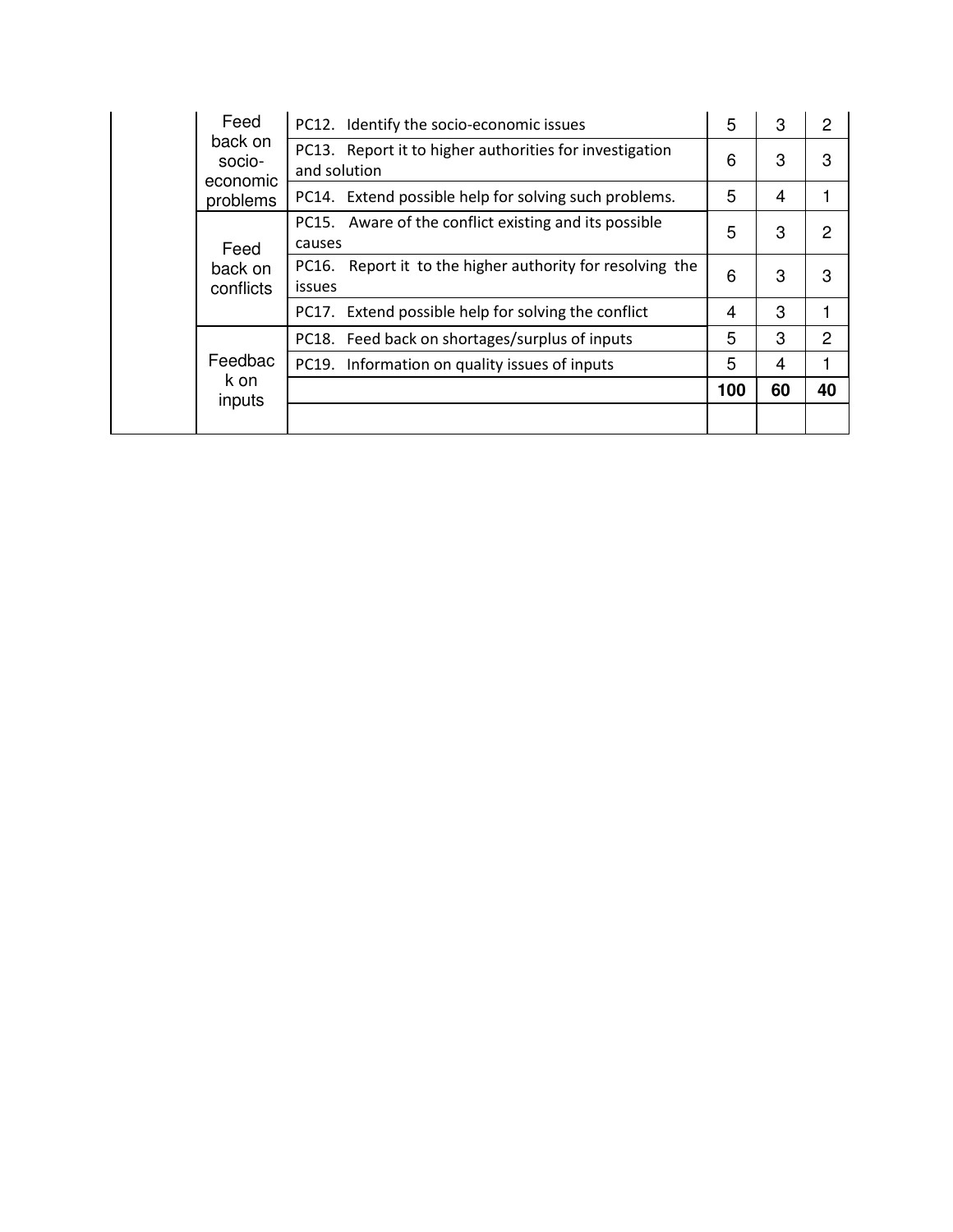| | | | | | |
|---|---|---|---|---|---|
| | Feed back on socio-economic problems | PC12. Identify the socio-economic issues | 5 | 3 | 2 |
| | | PC13. Report it to higher authorities for investigation and solution | 6 | 3 | 3 |
| | | PC14. Extend possible help for solving such problems. | 5 | 4 | 1 |
| | Feed back on conflicts | PC15. Aware of the conflict existing and its possible causes | 5 | 3 | 2 |
| | | PC16. Report it to the higher authority for resolving the issues | 6 | 3 | 3 |
| | | PC17. Extend possible help for solving the conflict | 4 | 3 | 1 |
| | Feedback on inputs | PC18. Feed back on shortages/surplus of inputs | 5 | 3 | 2 |
| | | PC19. Information on quality issues of inputs | 5 | 4 | 1 |
| | | | **100** | **60** | **40** |
| | | | | | |